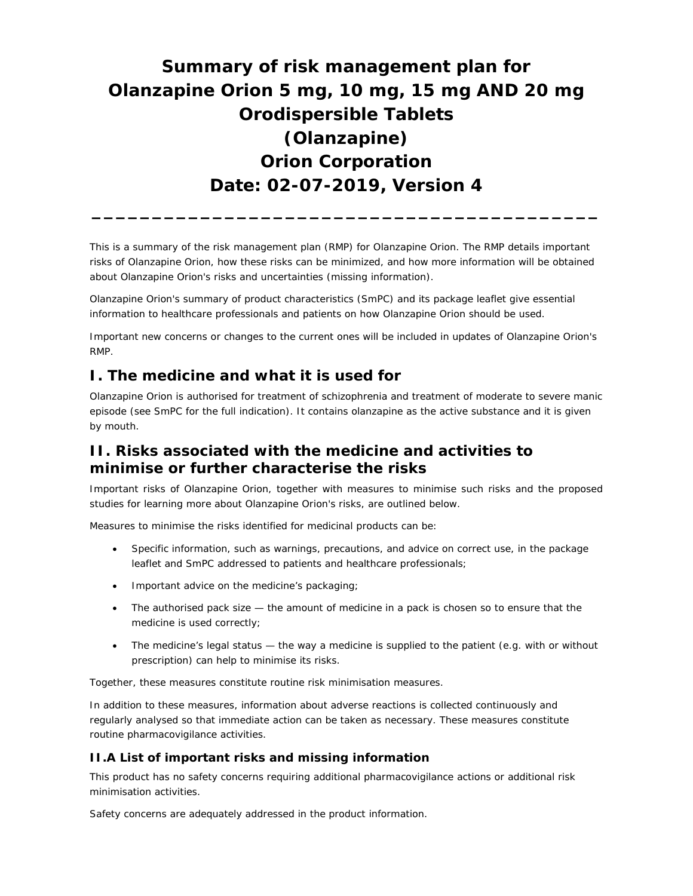# Summary of risk management plan for Olanzapine Orion 5 mg, 10 mg, 15 mg AND 20 mg Orodispersible Tablets (Olanzapine) Orion Corporation Date: 02-07-2019, Version 4

---

This is a summary of the risk management plan (RMP) for Olanzapine Orion. The RMP details important risks of Olanzapine Orion, how these risks can be minimized, and how more information will be obtained about Olanzapine Orion's risks and uncertainties (missing information).

Olanzapine Orion's summary of product characteristics (SmPC) and its package leaflet give essential information to healthcare professionals and patients on how Olanzapine Orion should be used.

Important new concerns or changes to the current ones will be included in updates of Olanzapine Orion's RMP.

## I. The medicine and what it is used for

Olanzapine Orion is authorised for treatment of schizophrenia and treatment of moderate to severe manic episode (see SmPC for the full indication). It contains olanzapine as the active substance and it is given by mouth.

## II. Risks associated with the medicine and activities to minimise or further characterise the risks

Important risks of Olanzapine Orion, together with measures to minimise such risks and the proposed studies for learning more about Olanzapine Orion's risks, are outlined below.

Measures to minimise the risks identified for medicinal products can be:

- Specific information, such as warnings, precautions, and advice on correct use, in the package leaflet and SmPC addressed to patients and healthcare professionals;
- Important advice on the medicine's packaging;
- The authorised pack size — the amount of medicine in a pack is chosen so to ensure that the medicine is used correctly;
- The medicine's legal status — the way a medicine is supplied to the patient (e.g. with or without prescription) can help to minimise its risks.

Together, these measures constitute routine risk minimisation measures.

In addition to these measures, information about adverse reactions is collected continuously and regularly analysed so that immediate action can be taken as necessary. These measures constitute routine pharmacovigilance activities.

### II.A List of important risks and missing information

This product has no safety concerns requiring additional pharmacovigilance actions or additional risk minimisation activities.

Safety concerns are adequately addressed in the product information.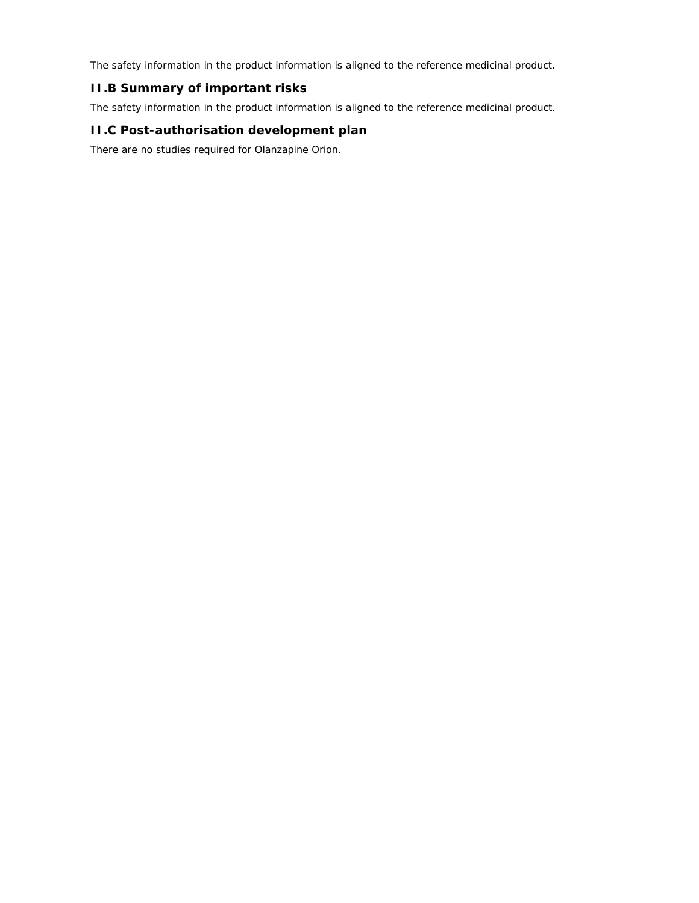The safety information in the product information is aligned to the reference medicinal product.

## II.B Summary of important risks

The safety information in the product information is aligned to the reference medicinal product.

## II.C Post-authorisation development plan

There are no studies required for Olanzapine Orion.